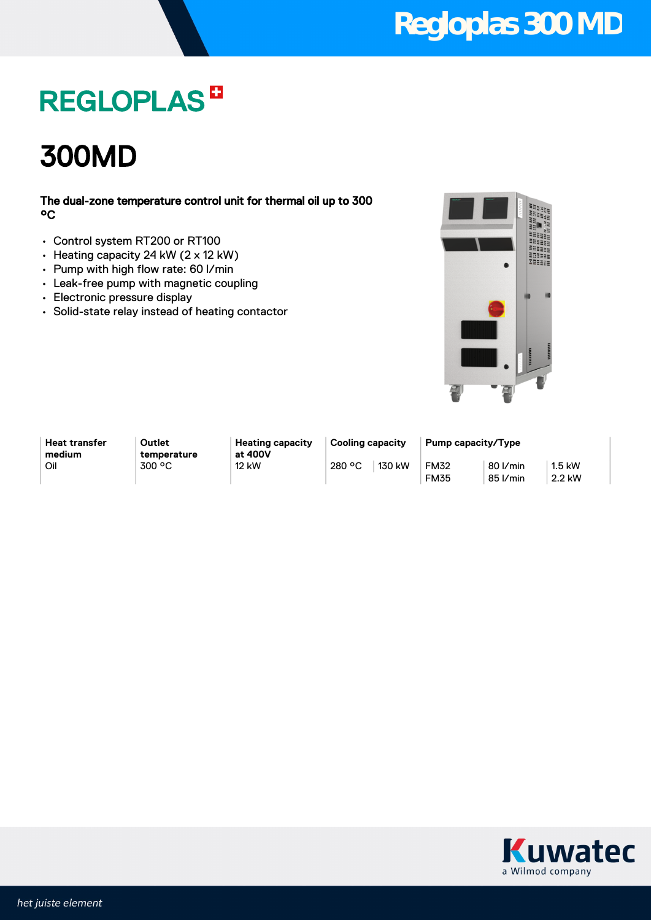# Regloplas 300 MD

## REGLOPLAS

# 300MD

**The dual-zone temperature control unit for thermal oil up to 300 °C**

- Control system RT200 or RT100
- Heating capacity 24 kW (2 x 12 kW)
- Pump with high flow rate: 60 l/min
- Leak-free pump with magnetic coupling
- Electronic pressure display
- Solid-state relay instead of heating contactor

| Heat transfer medium | Outlet temperature | Heating capacity at 400V | Cooling capacity | | Pump capacity/Type | | |
|---|---|---|---|---|---|---|---|
| Oil | 300 °C | 12 kW | 280 °C | 130 kW | FM32 | 80 l/min | 1.5 kW |
| | | | | | FM35 | 85 l/min | 2.2 kW |

Kuwatec
a Wilmod company

*het juiste element*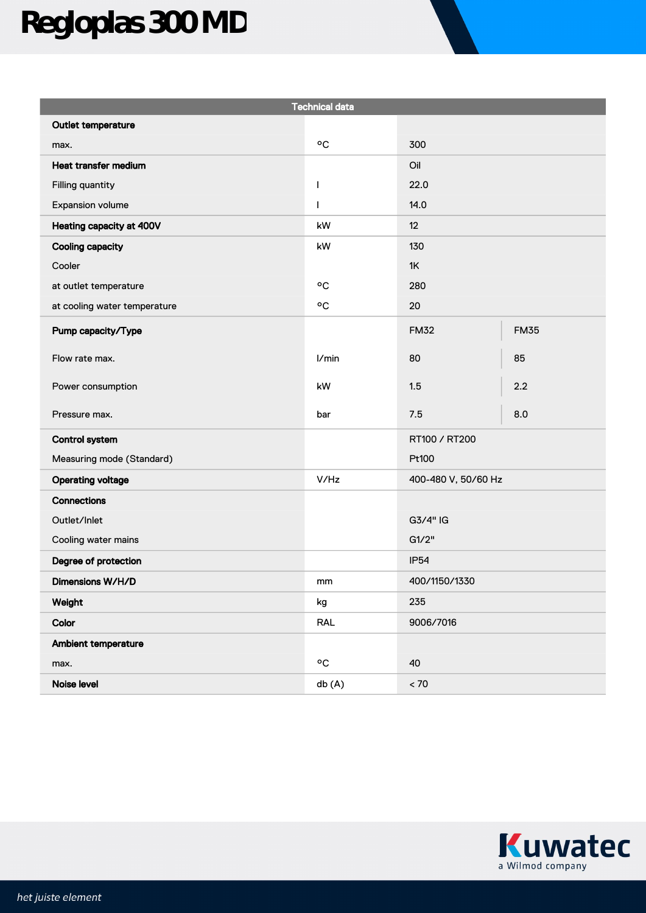# Regloplas 300 MD

| Technical data | | | |
|---|---|---|---|
| **Outlet temperature** | | | |
| max. | °C | 300 | |
| **Heat transfer medium** | | Oil | |
| Filling quantity | l | 22.0 | |
| Expansion volume | l | 14.0 | |
| **Heating capacity at 400V** | kW | 12 | |
| **Cooling capacity** | kW | 130 | |
| Cooler | | 1K | |
| at outlet temperature | °C | 280 | |
| at cooling water temperature | °C | 20 | |
| **Pump capacity/Type** | | FM32 | FM35 |
| Flow rate max. | l/min | 80 | 85 |
| Power consumption | kW | 1.5 | 2.2 |
| Pressure max. | bar | 7.5 | 8.0 |
| **Control system** | | RT100 / RT200 | |
| Measuring mode (Standard) | | Pt100 | |
| **Operating voltage** | V/Hz | 400-480 V, 50/60 Hz | |
| **Connections** | | | |
| Outlet/Inlet | | G3/4" IG | |
| Cooling water mains | | G1/2" | |
| **Degree of protection** | | IP54 | |
| **Dimensions W/H/D** | mm | 400/1150/1330 | |
| **Weight** | kg | 235 | |
| **Color** | RAL | 9006/7016 | |
| **Ambient temperature** | | | |
| max. | °C | 40 | |
| **Noise level** | db (A) | < 70 | |

Kuwatec
a Wilmod company

*het juiste element*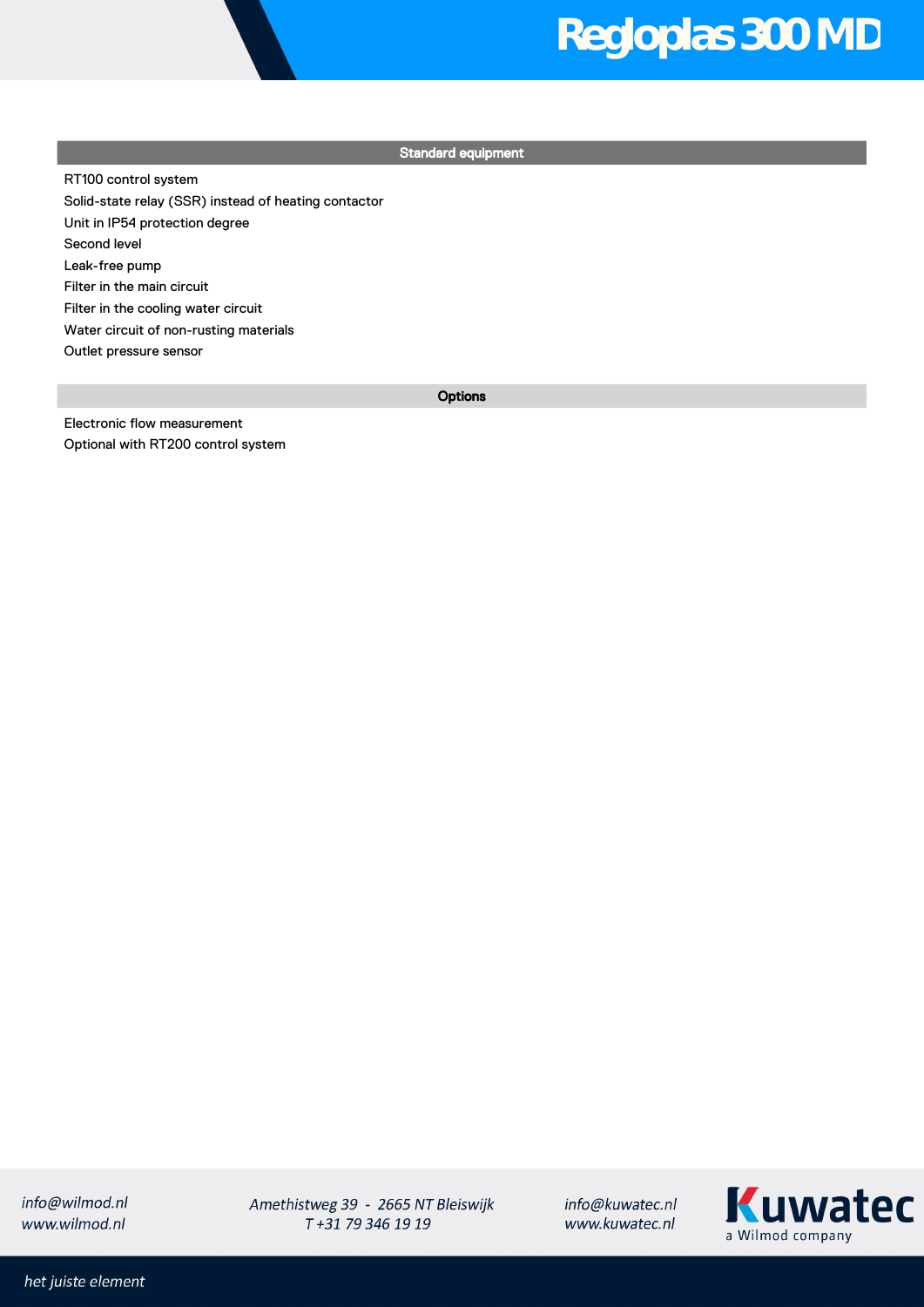## Standard equipment

RT100 control system
Solid-state relay (SSR) instead of heating contactor
Unit in IP54 protection degree
Second level
Leak-free pump
Filter in the main circuit
Filter in the cooling water circuit
Water circuit of non-rusting materials
Outlet pressure sensor

## Options

Electronic flow measurement
Optional with RT200 control system